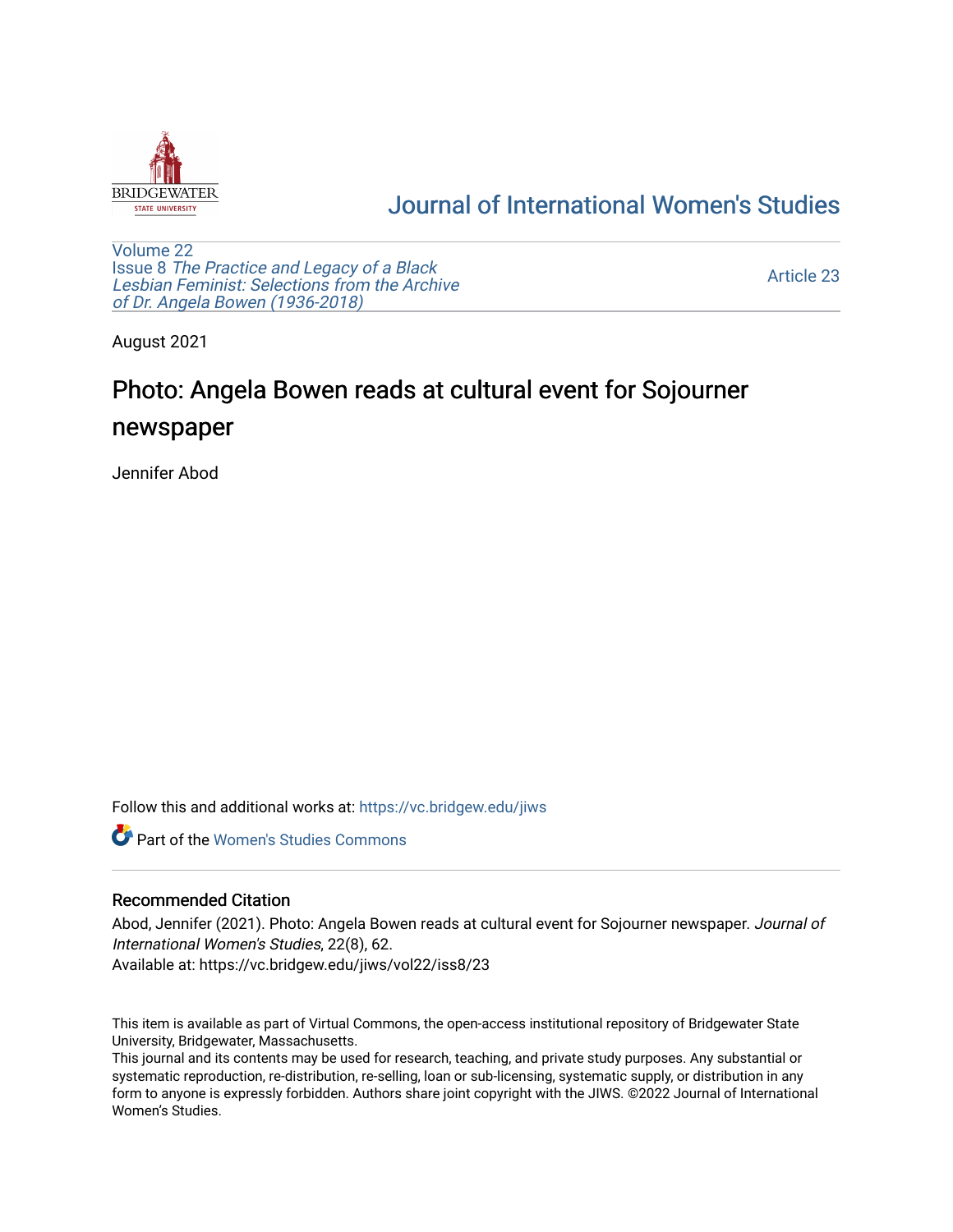Journal of International Women's Studies

Volume 22
Issue 8 *The Practice and Legacy of a Black Lesbian Feminist: Selections from the Archive of Dr. Angela Bowen (1936-2018)*

Article 23

August 2021

# Photo: Angela Bowen reads at cultural event for Sojourner newspaper

Jennifer Abod

Follow this and additional works at: https://vc.bridgew.edu/jiws

Part of the Women's Studies Commons

## Recommended Citation

Abod, Jennifer (2021). Photo: Angela Bowen reads at cultural event for Sojourner newspaper. *Journal of International Women's Studies*, 22(8), 62.
Available at: https://vc.bridgew.edu/jiws/vol22/iss8/23

This item is available as part of Virtual Commons, the open-access institutional repository of Bridgewater State University, Bridgewater, Massachusetts.
This journal and its contents may be used for research, teaching, and private study purposes. Any substantial or systematic reproduction, re-distribution, re-selling, loan or sub-licensing, systematic supply, or distribution in any form to anyone is expressly forbidden. Authors share joint copyright with the JIWS. ©2022 Journal of International Women's Studies.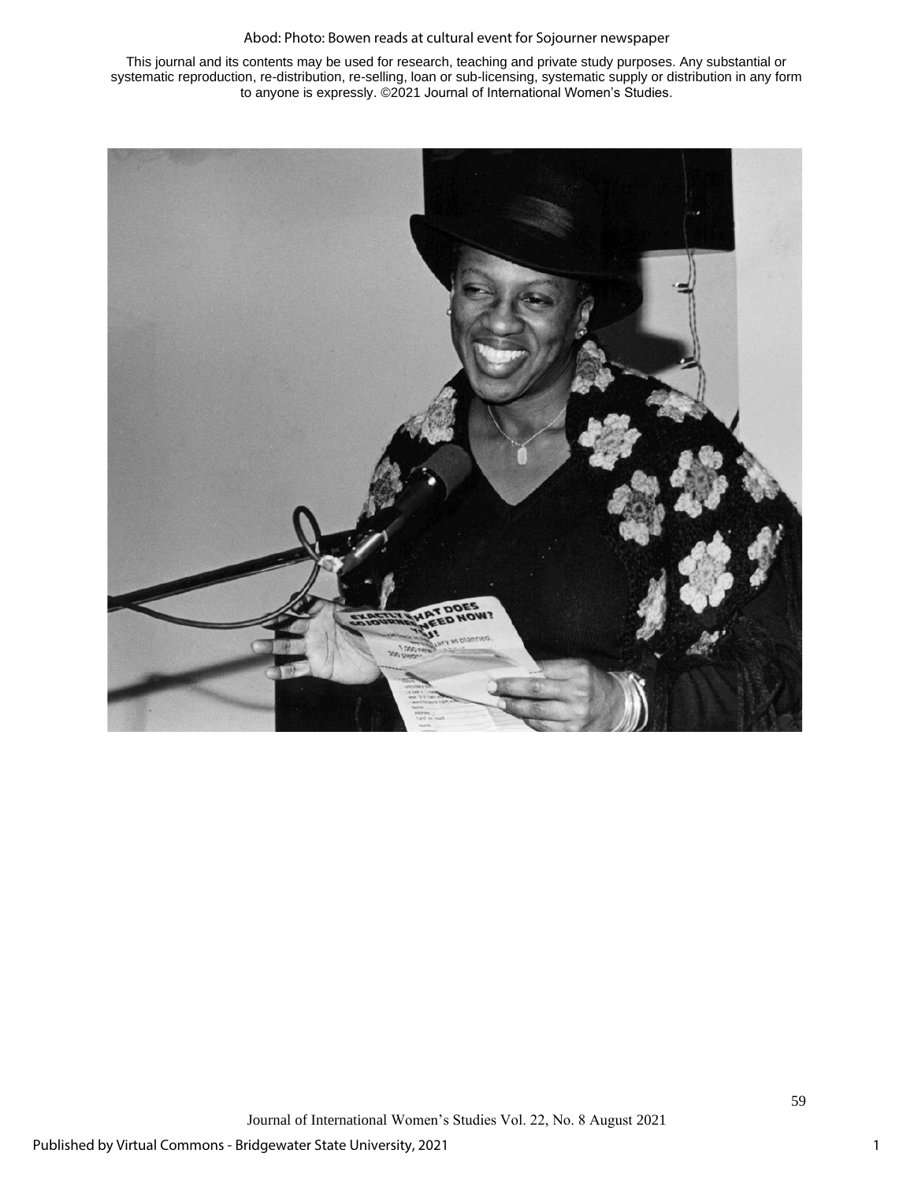Abod: Photo: Bowen reads at cultural event for Sojourner newspaper

This journal and its contents may be used for research, teaching and private study purposes. Any substantial or systematic reproduction, re-distribution, re-selling, loan or sub-licensing, systematic supply or distribution in any form to anyone is expressly. ©2021 Journal of International Women's Studies.

Published by Virtual Commons - Bridgewater State University, 2021